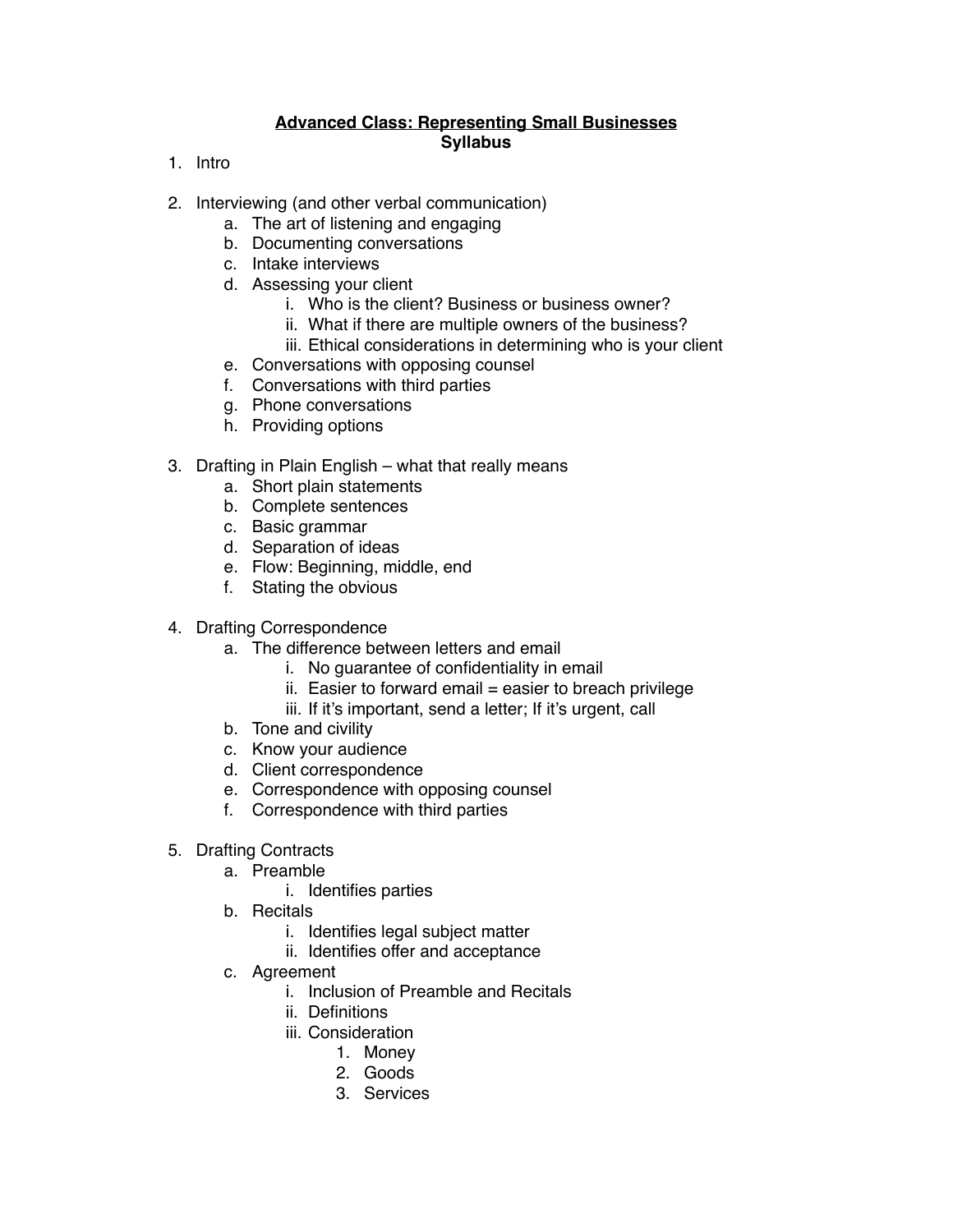# **Advanced Class: Representing Small Businesses**
## **Syllabus**

1. Intro

2. Interviewing (and other verbal communication)
   a. The art of listening and engaging
   b. Documenting conversations
   c. Intake interviews
   d. Assessing your client
      i. Who is the client? Business or business owner?
      ii. What if there are multiple owners of the business?
      iii. Ethical considerations in determining who is your client
   e. Conversations with opposing counsel
   f. Conversations with third parties
   g. Phone conversations
   h. Providing options

3. Drafting in Plain English – what that really means
   a. Short plain statements
   b. Complete sentences
   c. Basic grammar
   d. Separation of ideas
   e. Flow: Beginning, middle, end
   f. Stating the obvious

4. Drafting Correspondence
   a. The difference between letters and email
      i. No guarantee of confidentiality in email
      ii. Easier to forward email = easier to breach privilege
      iii. If it's important, send a letter; If it's urgent, call
   b. Tone and civility
   c. Know your audience
   d. Client correspondence
   e. Correspondence with opposing counsel
   f. Correspondence with third parties

5. Drafting Contracts
   a. Preamble
      i. Identifies parties
   b. Recitals
      i. Identifies legal subject matter
      ii. Identifies offer and acceptance
   c. Agreement
      i. Inclusion of Preamble and Recitals
      ii. Definitions
      iii. Consideration
         1. Money
         2. Goods
         3. Services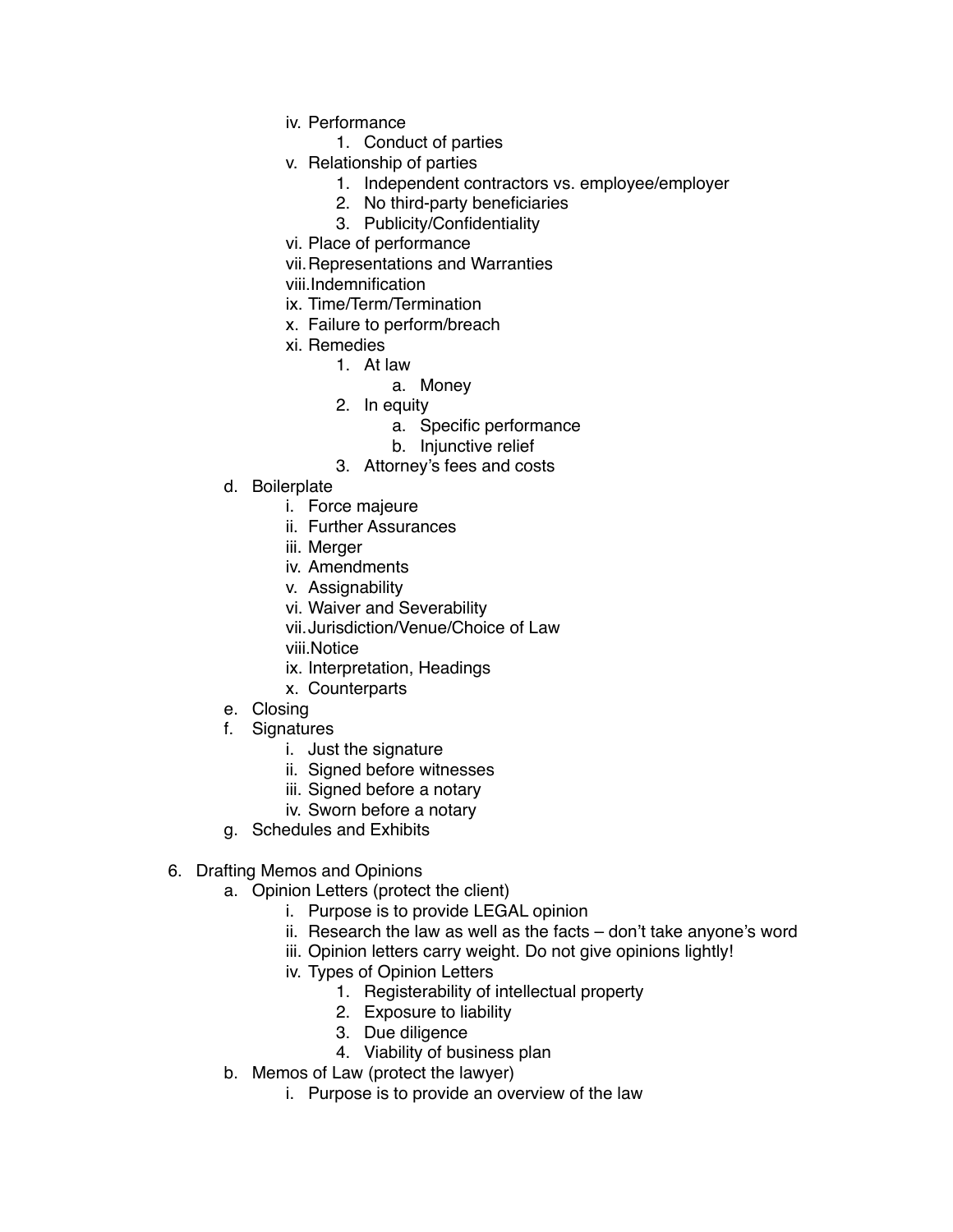- iv. Performance
  1. Conduct of parties
- v. Relationship of parties
  1. Independent contractors vs. employee/employer
  2. No third-party beneficiaries
  3. Publicity/Confidentiality
- vi. Place of performance
- vii. Representations and Warranties
- viii. Indemnification
- ix. Time/Term/Termination
- x. Failure to perform/breach
- xi. Remedies
  1. At law
     - a. Money
  2. In equity
     - a. Specific performance
     - b. Injunctive relief
  3. Attorney's fees and costs

d. Boilerplate
- i. Force majeure
- ii. Further Assurances
- iii. Merger
- iv. Amendments
- v. Assignability
- vi. Waiver and Severability
- vii. Jurisdiction/Venue/Choice of Law
- viii. Notice
- ix. Interpretation, Headings
- x. Counterparts

e. Closing

f. Signatures
- i. Just the signature
- ii. Signed before witnesses
- iii. Signed before a notary
- iv. Sworn before a notary

g. Schedules and Exhibits

6. Drafting Memos and Opinions

a. Opinion Letters (protect the client)
- i. Purpose is to provide LEGAL opinion
- ii. Research the law as well as the facts – don't take anyone's word
- iii. Opinion letters carry weight. Do not give opinions lightly!
- iv. Types of Opinion Letters
  1. Registerability of intellectual property
  2. Exposure to liability
  3. Due diligence
  4. Viability of business plan

b. Memos of Law (protect the lawyer)
- i. Purpose is to provide an overview of the law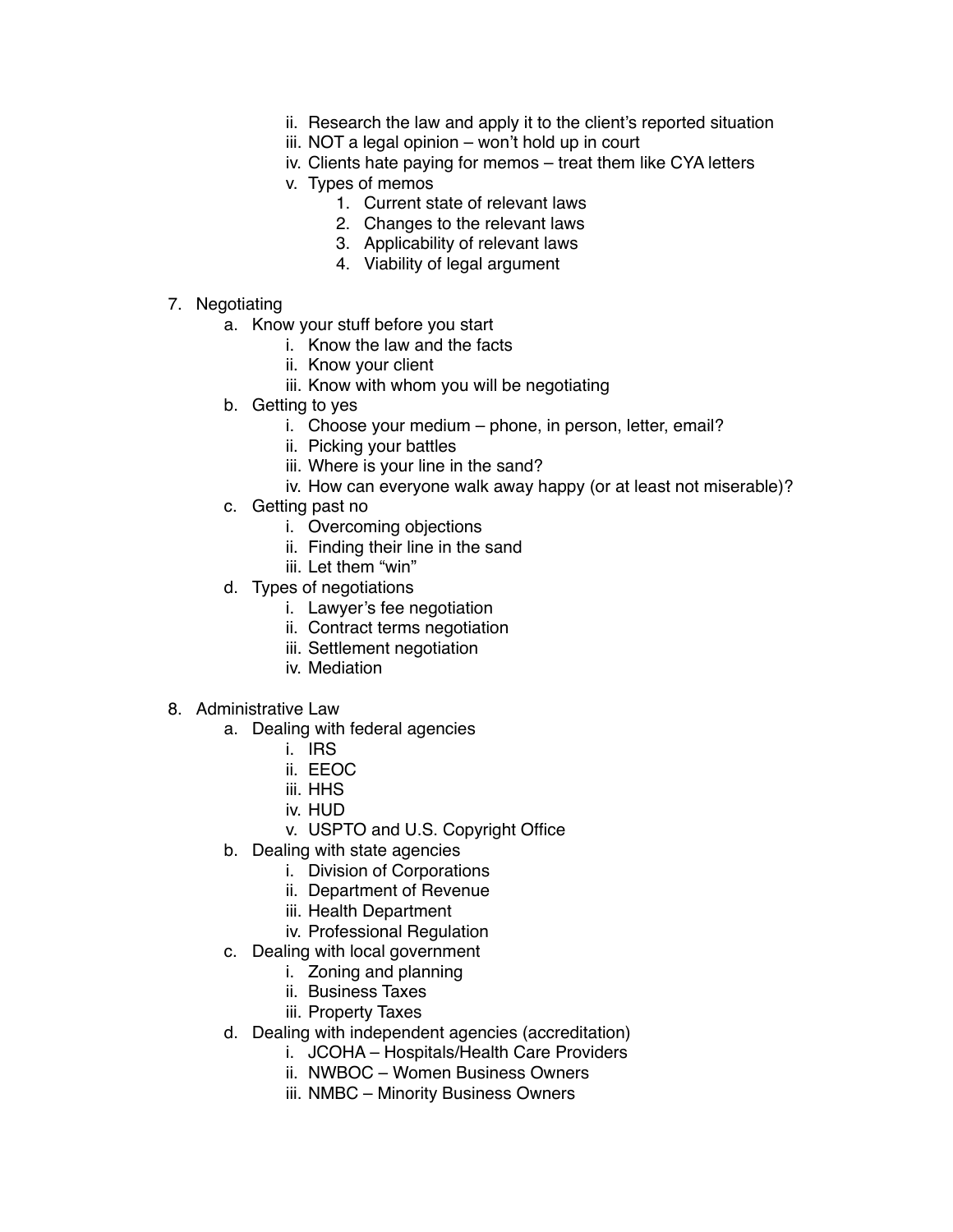ii. Research the law and apply it to the client's reported situation
      iii. NOT a legal opinion – won't hold up in court
      iv. Clients hate paying for memos – treat them like CYA letters
      v. Types of memos
         1. Current state of relevant laws
         2. Changes to the relevant laws
         3. Applicability of relevant laws
         4. Viability of legal argument

7. Negotiating
   a. Know your stuff before you start
      i. Know the law and the facts
      ii. Know your client
      iii. Know with whom you will be negotiating
   b. Getting to yes
      i. Choose your medium – phone, in person, letter, email?
      ii. Picking your battles
      iii. Where is your line in the sand?
      iv. How can everyone walk away happy (or at least not miserable)?
   c. Getting past no
      i. Overcoming objections
      ii. Finding their line in the sand
      iii. Let them "win"
   d. Types of negotiations
      i. Lawyer's fee negotiation
      ii. Contract terms negotiation
      iii. Settlement negotiation
      iv. Mediation

8. Administrative Law
   a. Dealing with federal agencies
      i. IRS
      ii. EEOC
      iii. HHS
      iv. HUD
      v. USPTO and U.S. Copyright Office
   b. Dealing with state agencies
      i. Division of Corporations
      ii. Department of Revenue
      iii. Health Department
      iv. Professional Regulation
   c. Dealing with local government
      i. Zoning and planning
      ii. Business Taxes
      iii. Property Taxes
   d. Dealing with independent agencies (accreditation)
      i. JCOHA – Hospitals/Health Care Providers
      ii. NWBOC – Women Business Owners
      iii. NMBC – Minority Business Owners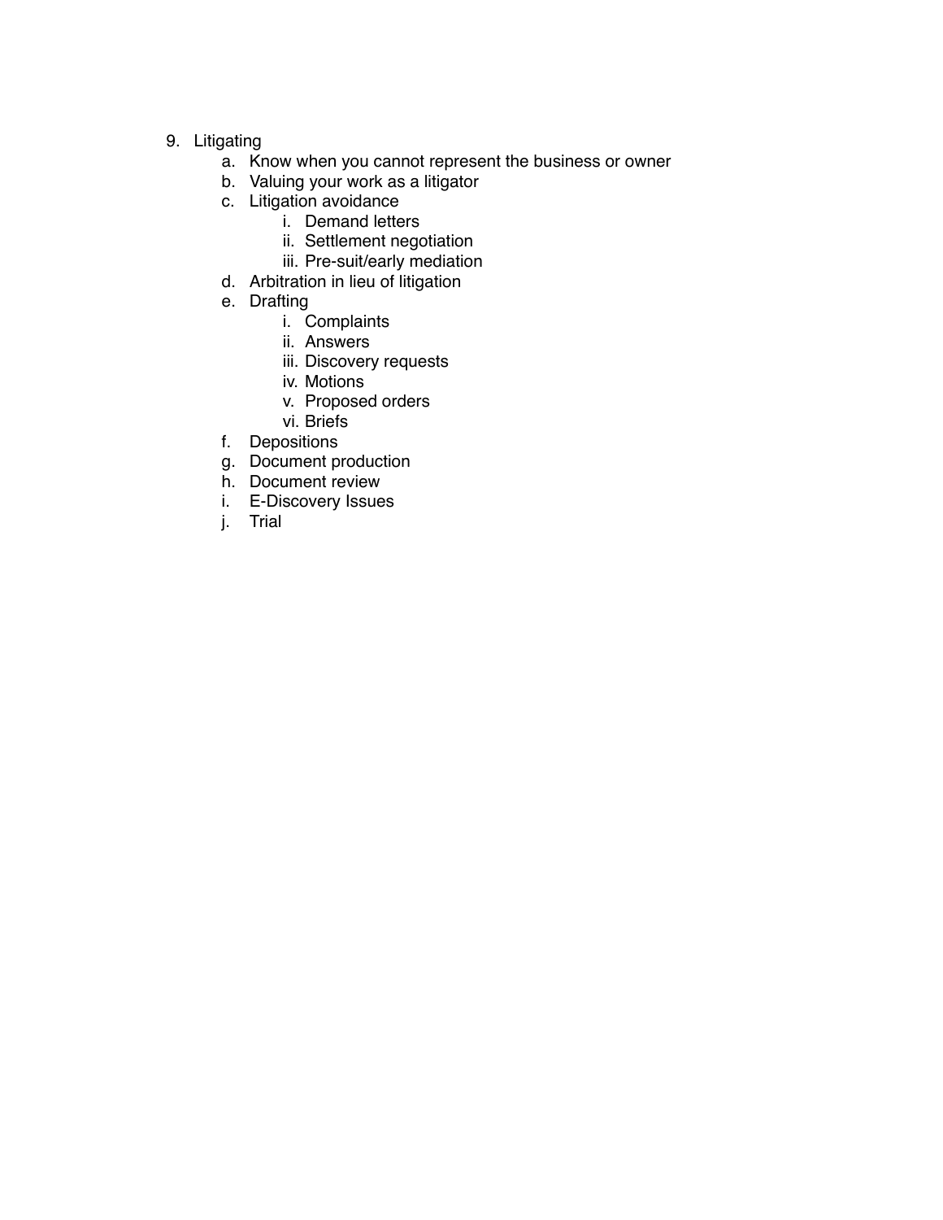9. Litigating
    a. Know when you cannot represent the business or owner
    b. Valuing your work as a litigator
    c. Litigation avoidance
        i. Demand letters
        ii. Settlement negotiation
        iii. Pre-suit/early mediation
    d. Arbitration in lieu of litigation
    e. Drafting
        i. Complaints
        ii. Answers
        iii. Discovery requests
        iv. Motions
        v. Proposed orders
        vi. Briefs
    f. Depositions
    g. Document production
    h. Document review
    i. E-Discovery Issues
    j. Trial